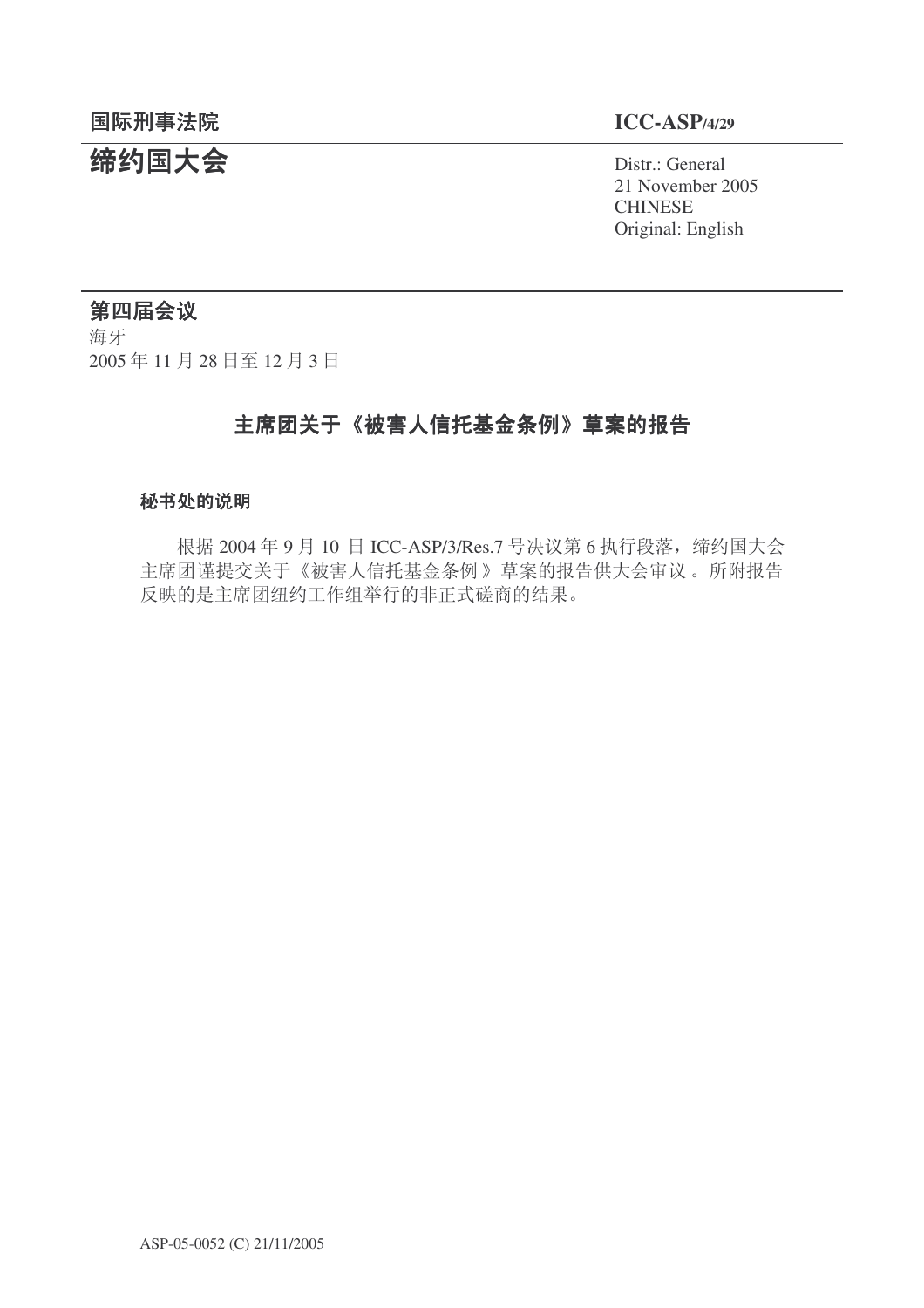**国际刑事法院** **ICC-ASP/4/29**

# 缔约国大会

Distr.: General
21 November 2005
CHINESE
Original: English

## 第四届会议

海牙
2005 年 11 月 28 日至 12 月 3 日

## 主席团关于《被害人信托基金条例》草案的报告

### 秘书处的说明

根据 2004 年 9 月 10 日 ICC-ASP/3/Res.7 号决议第 6 执行段落，缔约国大会主席团谨提交关于《被害人信托基金条例》草案的报告供大会审议。所附报告反映的是主席团纽约工作组举行的非正式磋商的结果。

ASP-05-0052 (C) 21/11/2005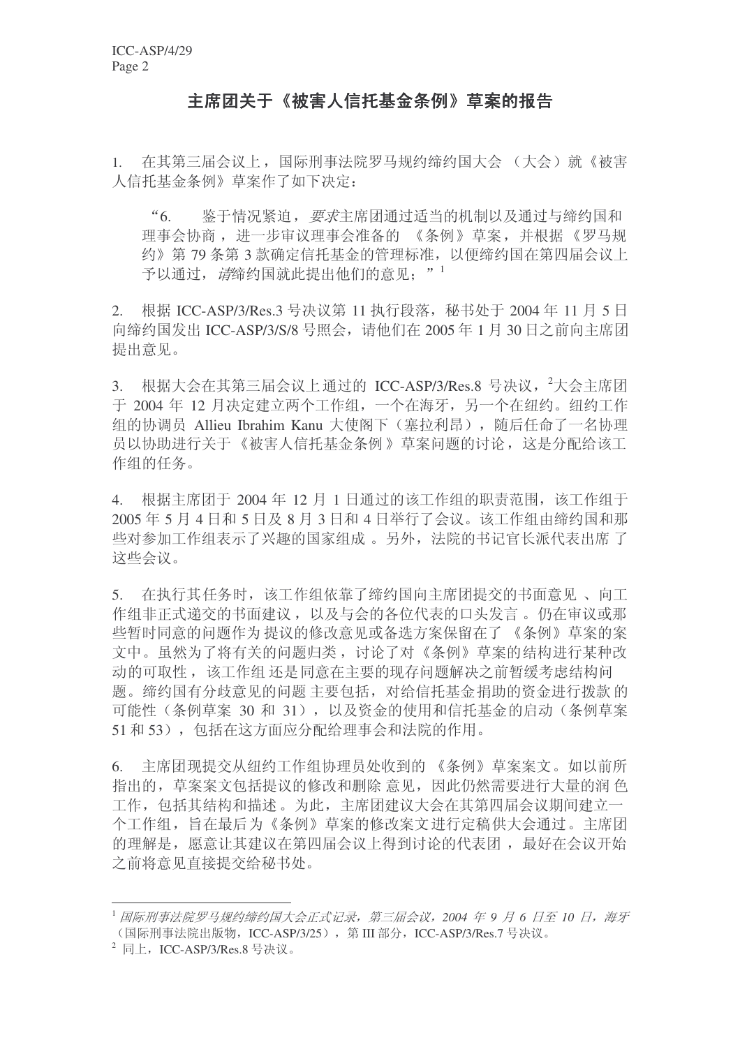## 主席团关于《被害人信托基金条例》草案的报告

1. 在其第三届会议上，国际刑事法院罗马规约缔约国大会（大会）就《被害人信托基金条例》草案作了如下决定：

> “6. 鉴于情况紧迫，*要求*主席团通过适当的机制以及通过与缔约国和理事会协商，进一步审议理事会准备的《条例》草案，并根据《罗马规约》第 79 条第 3 款确定信托基金的管理标准，以便缔约国在第四届会议上予以通过，*请*缔约国就此提出他们的意见；”[1]

2. 根据 ICC-ASP/3/Res.3 号决议第 11 执行段落，秘书处于 2004 年 11 月 5 日向缔约国发出 ICC-ASP/3/S/8 号照会，请他们在 2005 年 1 月 30 日之前向主席团提出意见。

3. 根据大会在其第三届会议上通过的 ICC-ASP/3/Res.8 号决议，[2]大会主席团于 2004 年 12 月决定建立两个工作组，一个在海牙，另一个在纽约。纽约工作组的协调员 Allieu Ibrahim Kanu 大使阁下（塞拉利昂），随后任命了一名协理员以协助进行关于《被害人信托基金条例》草案问题的讨论，这是分配给该工作组的任务。

4. 根据主席团于 2004 年 12 月 1 日通过的该工作组的职责范围，该工作组于 2005 年 5 月 4 日和 5 日及 8 月 3 日和 4 日举行了会议。该工作组由缔约国和那些对参加工作组表示了兴趣的国家组成。另外，法院的书记官长派代表出席了这些会议。

5. 在执行其任务时，该工作组依靠了缔约国向主席团提交的书面意见、向工作组非正式递交的书面建议，以及与会的各位代表的口头发言。仍在审议或那些暂时同意的问题作为提议的修改意见或备选方案保留在了《条例》草案的案文中。虽然为了将有关的问题归类，讨论了对《条例》草案的结构进行某种改动的可取性，该工作组还是同意在主要的现存问题解决之前暂缓考虑结构问题。缔约国有分歧意见的问题主要包括，对给信托基金捐助的资金进行拨款的可能性（条例草案 30 和 31），以及资金的使用和信托基金的启动（条例草案 51 和 53），包括在这方面应分配给理事会和法院的作用。

6. 主席团现提交从纽约工作组协理员处收到的《条例》草案案文。如以前所指出的，草案案文包括提议的修改和删除意见，因此仍然需要进行大量的润色工作，包括其结构和描述。为此，主席团建议大会在其第四届会议期间建立一个工作组，旨在最后为《条例》草案的修改案文进行定稿供大会通过。主席团的理解是，愿意让其建议在第四届会议上得到讨论的代表团，最好在会议开始之前将意见直接提交给秘书处。

---

[1] *国际刑事法院罗马规约缔约国大会正式记录，第三届会议，2004 年 9 月 6 日至 10 日，海牙*（国际刑事法院出版物，ICC-ASP/3/25），第 III 部分，ICC-ASP/3/Res.7 号决议。

[2] 同上，ICC-ASP/3/Res.8 号决议。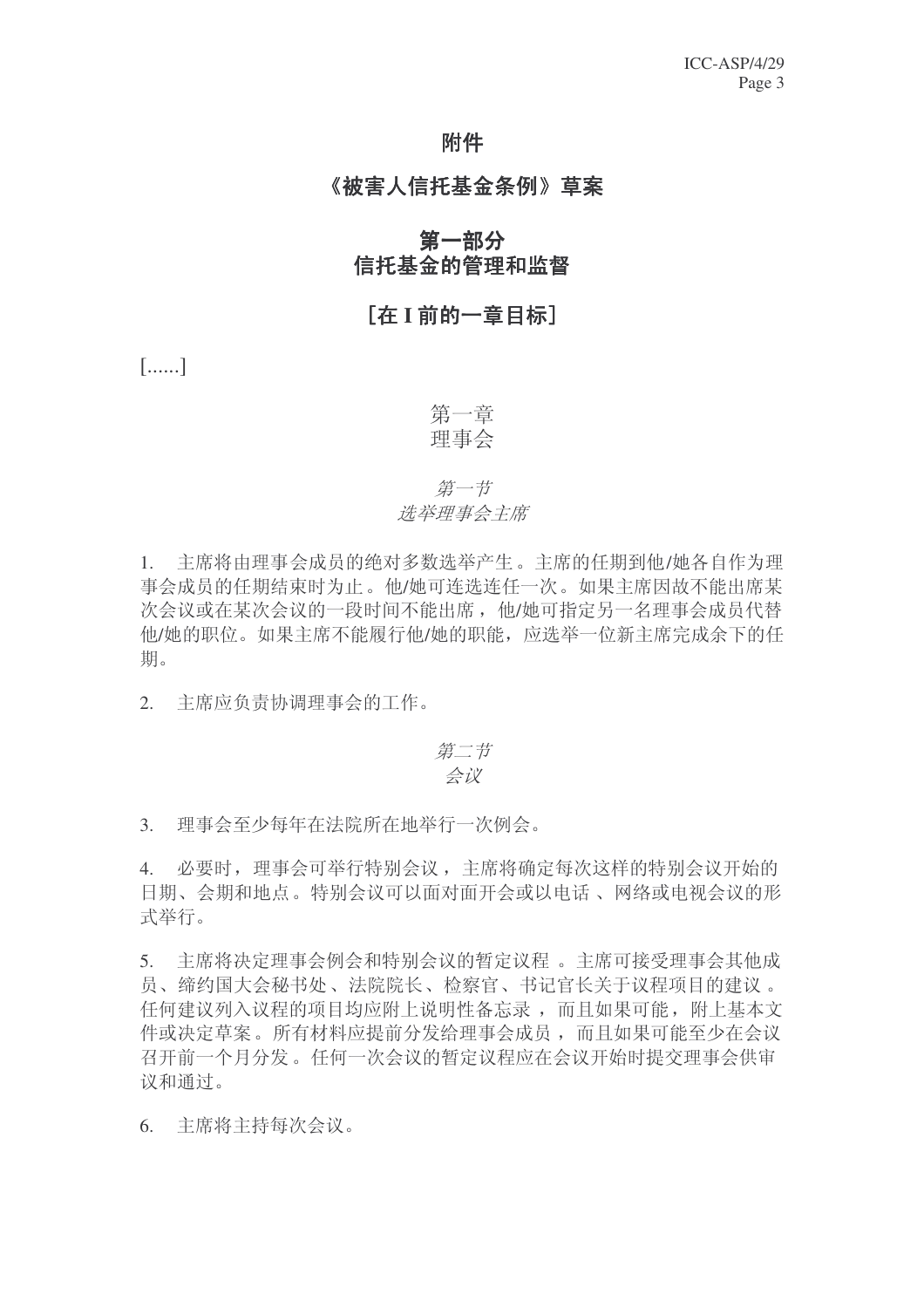# 附件

# 《被害人信托基金条例》草案

## 第一部分
## 信托基金的管理和监督

### ［在 I 前的一章目标］

[......]

### 第一章
### 理事会

#### *第一节*
#### *选举理事会主席*

1. 主席将由理事会成员的绝对多数选举产生。主席的任期到他/她各自作为理事会成员的任期结束时为止。他/她可连选连任一次。如果主席因故不能出席某次会议或在某次会议的一段时间不能出席，他/她可指定另一名理事会成员代替他/她的职位。如果主席不能履行他/她的职能，应选举一位新主席完成余下的任期。

2. 主席应负责协调理事会的工作。

#### *第二节*
#### *会议*

3. 理事会至少每年在法院所在地举行一次例会。

4. 必要时，理事会可举行特别会议，主席将确定每次这样的特别会议开始的日期、会期和地点。特别会议可以面对面开会或以电话 、网络或电视会议的形式举行。

5. 主席将决定理事会例会和特别会议的暂定议程 。主席可接受理事会其他成员、缔约国大会秘书处、法院院长、检察官、书记官长关于议程项目的建议 。任何建议列入议程的项目均应附上说明性备忘录 ，而且如果可能，附上基本文件或决定草案。所有材料应提前分发给理事会成员 ，而且如果可能至少在会议召开前一个月分发 。任何一次会议的暂定议程应在会议开始时提交理事会供审议和通过。

6. 主席将主持每次会议。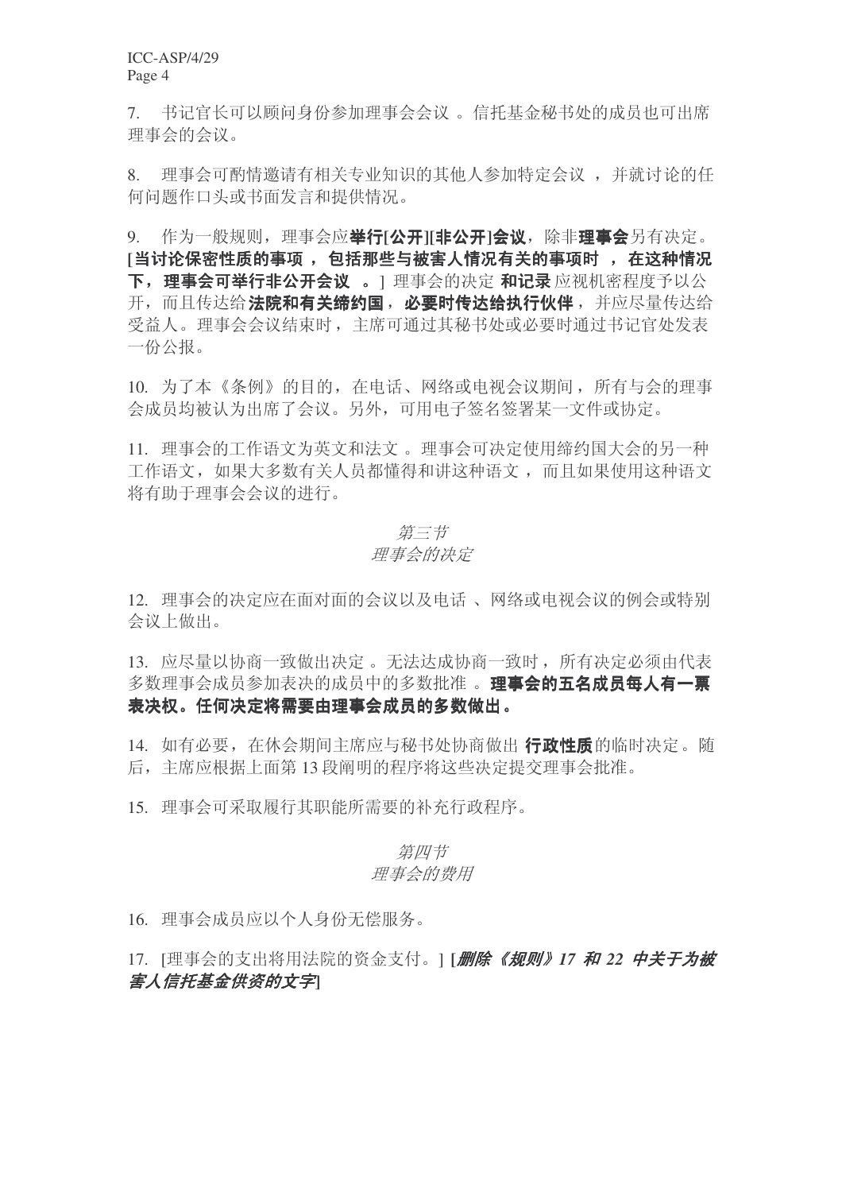7. 书记官长可以顾问身份参加理事会会议。信托基金秘书处的成员也可出席理事会的会议。

8. 理事会可酌情邀请有相关专业知识的其他人参加特定会议，并就讨论的任何问题作口头或书面发言和提供情况。

9. 作为一般规则，理事会应**举行[公开][非公开]会议**，除非**理事会**另有决定。**[当讨论保密性质的事项，包括那些与被害人情况有关的事项时，在这种情况下，理事会可举行非公开会议。]** 理事会的决定**和记录**应视机密程度予以公开，而且传达给**法院和有关缔约国**，**必要时传达给执行伙伴**，并应尽量传达给受益人。理事会会议结束时，主席可通过其秘书处或必要时通过书记官处发表一份公报。

10. 为了本《条例》的目的，在电话、网络或电视会议期间，所有与会的理事会成员均被认为出席了会议。另外，可用电子签名签署某一文件或协定。

11. 理事会的工作语文为英文和法文。理事会可决定使用缔约国大会的另一种工作语文，如果大多数有关人员都懂得和讲这种语文，而且如果使用这种语文将有助于理事会会议的进行。

*第三节*
*理事会的决定*

12. 理事会的决定应在面对面的会议以及电话、网络或电视会议的例会或特别会议上做出。

13. 应尽量以协商一致做出决定。无法达成协商一致时，所有决定必须由代表多数理事会成员参加表决的成员中的多数批准。**理事会的五名成员每人有一票表决权。任何决定将需要由理事会成员的多数做出。**

14. 如有必要，在休会期间主席应与秘书处协商做出**行政性质**的临时决定。随后，主席应根据上面第 13 段阐明的程序将这些决定提交理事会批准。

15. 理事会可采取履行其职能所需要的补充行政程序。

*第四节*
*理事会的费用*

16. 理事会成员应以个人身份无偿服务。

17. [理事会的支出将用法院的资金支付。] **[*删除《规则》17 和 22 中关于为被害人信托基金供资的文字*]**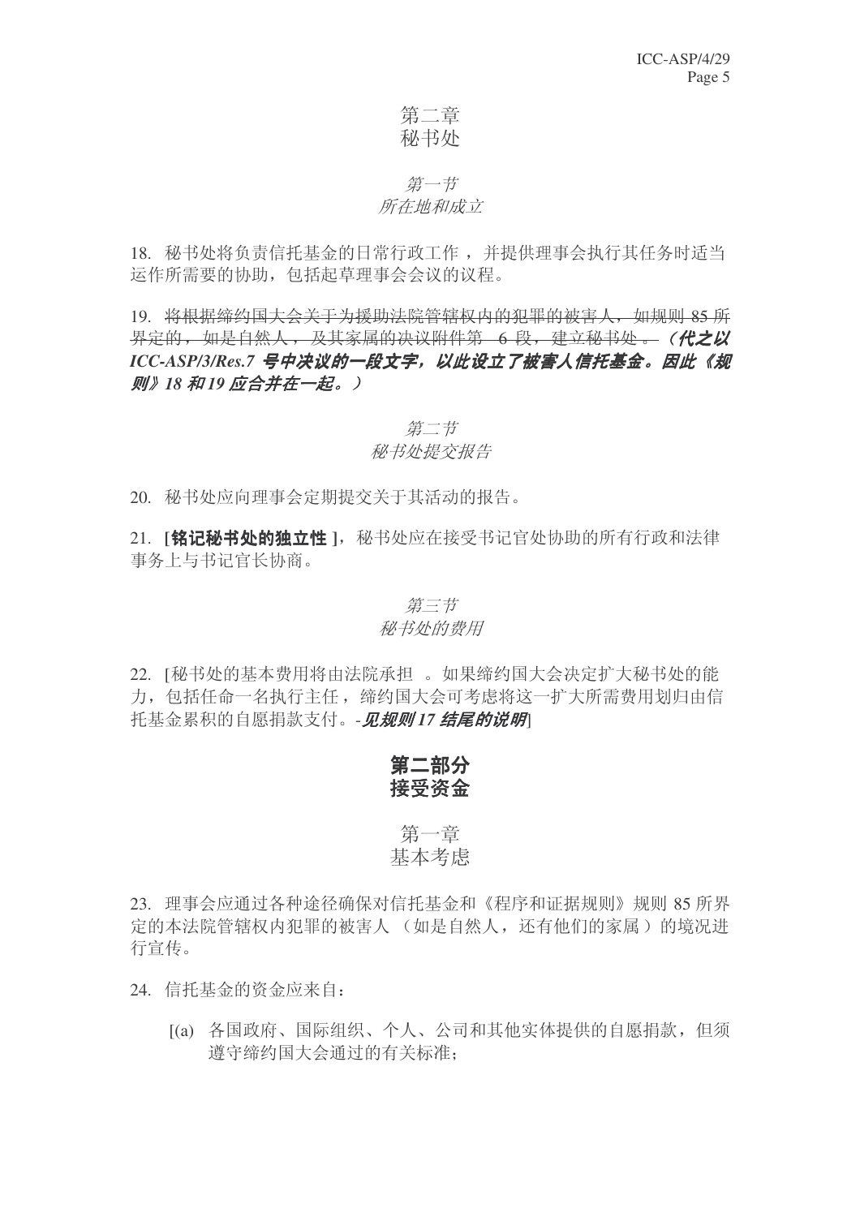## 第二章
## 秘书处

### *第一节*
### *所在地和成立*

18. 秘书处将负责信托基金的日常行政工作，并提供理事会执行其任务时适当运作所需要的协助，包括起草理事会会议的议程。

19. ~~将根据缔约国大会关于为援助法院管辖权内的犯罪的被害人，如规则 85 所界定的，如是自然人，及其家属的决议附件第 6 段，建立秘书处。~~ ***（代之以 ICC-ASP/3/Res.7 号中决议的一段文字，以此设立了被害人信托基金。因此《规则》18 和 19 应合并在一起。）***

### *第二节*
### *秘书处提交报告*

20. 秘书处应向理事会定期提交关于其活动的报告。

21. **[铭记秘书处的独立性 ]**，秘书处应在接受书记官处协助的所有行政和法律事务上与书记官长协商。

### *第三节*
### *秘书处的费用*

22. [秘书处的基本费用将由法院承担 。如果缔约国大会决定扩大秘书处的能力，包括任命一名执行主任，缔约国大会可考虑将这一扩大所需费用划归由信托基金累积的自愿捐款支付。-***见规则 17 结尾的说明***]

# 第二部分
# 接受资金

## 第一章
## 基本考虑

23. 理事会应通过各种途径确保对信托基金和《程序和证据规则》规则 85 所界定的本法院管辖权内犯罪的被害人 （如是自然人，还有他们的家属 ）的境况进行宣传。

24. 信托基金的资金应来自：

[(a) 各国政府、国际组织、个人、公司和其他实体提供的自愿捐款，但须遵守缔约国大会通过的有关标准；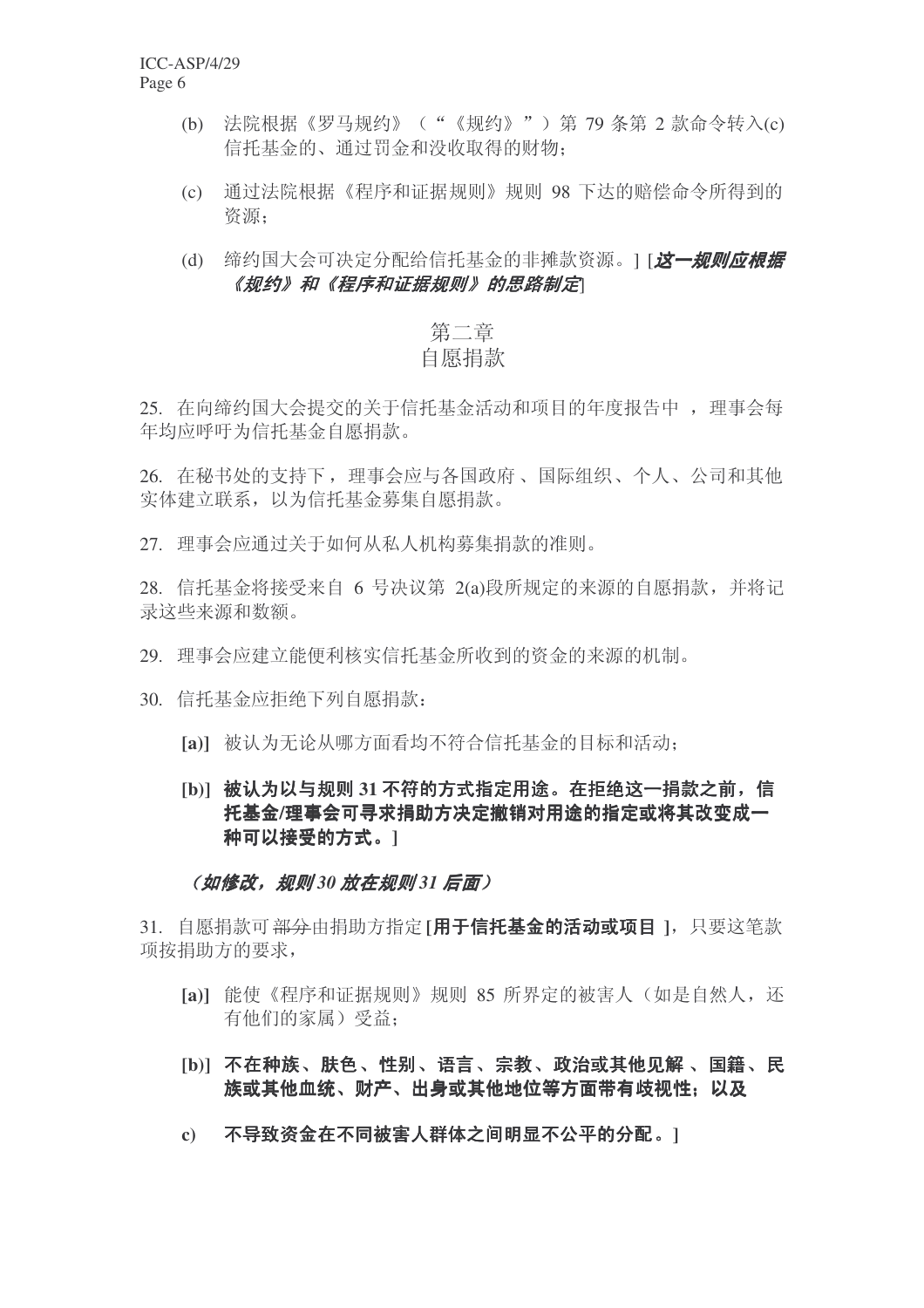(b) 法院根据《罗马规约》（“《规约》”）第 79 条第 2 款命令转入(c)信托基金的、通过罚金和没收取得的财物；

(c) 通过法院根据《程序和证据规则》规则 98 下达的赔偿命令所得到的资源；

(d) 缔约国大会可决定分配给信托基金的非摊款资源。] [***这一规则应根据《规约》和《程序和证据规则》的思路制定***]

## 第二章
## 自愿捐款

25. 在向缔约国大会提交的关于信托基金活动和项目的年度报告中 ，理事会每年均应呼吁为信托基金自愿捐款。

26. 在秘书处的支持下，理事会应与各国政府、国际组织、个人、公司和其他实体建立联系，以为信托基金募集自愿捐款。

27. 理事会应通过关于如何从私人机构募集捐款的准则。

28. 信托基金将接受来自 6 号决议第 2(a)段所规定的来源的自愿捐款，并将记录这些来源和数额。

29. 理事会应建立能便利核实信托基金所收到的资金的来源的机制。

30. 信托基金应拒绝下列自愿捐款：

**[a)]** 被认为无论从哪方面看均不符合信托基金的目标和活动；

**[b)] 被认为以与规则 31 不符的方式指定用途。在拒绝这一捐款之前，信托基金/理事会可寻求捐助方决定撤销对用途的指定或将其改变成一种可以接受的方式。]**

***（如修改，规则 30 放在规则 31 后面）***

31. 自愿捐款可~~部分~~由捐助方指定 **[用于信托基金的活动或项目 ]**，只要这笔款项按捐助方的要求，

**[a)]** 能使《程序和证据规则》规则 85 所界定的被害人（如是自然人，还有他们的家属）受益；

**[b)] 不在种族、肤色、性别、语言、宗教、政治或其他见解 、国籍、民族或其他血统、财产、出身或其他地位等方面带有歧视性；以及**

**c) 不导致资金在不同被害人群体之间明显不公平的分配。]**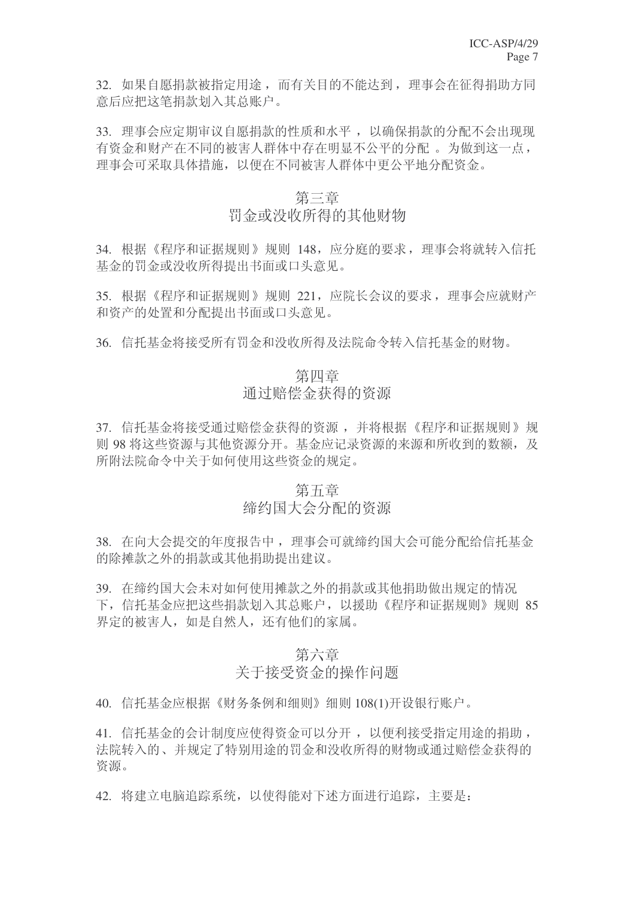32. 如果自愿捐款被指定用途，而有关目的不能达到，理事会在征得捐助方同意后应把这笔捐款划入其总账户。

33. 理事会应定期审议自愿捐款的性质和水平，以确保捐款的分配不会出现现有资金和财产在不同的被害人群体中存在明显不公平的分配。为做到这一点，理事会可采取具体措施，以便在不同被害人群体中更公平地分配资金。

## 第三章
## 罚金或没收所得的其他财物

34. 根据《程序和证据规则》规则 148，应分庭的要求，理事会将就转入信托基金的罚金或没收所得提出书面或口头意见。

35. 根据《程序和证据规则》规则 221，应院长会议的要求，理事会应就财产和资产的处置和分配提出书面或口头意见。

36. 信托基金将接受所有罚金和没收所得及法院命令转入信托基金的财物。

## 第四章
## 通过赔偿金获得的资源

37. 信托基金将接受通过赔偿金获得的资源，并将根据《程序和证据规则》规则 98 将这些资源与其他资源分开。基金应记录资源的来源和所收到的数额，及所附法院命令中关于如何使用这些资金的规定。

## 第五章
## 缔约国大会分配的资源

38. 在向大会提交的年度报告中，理事会可就缔约国大会可能分配给信托基金的除摊款之外的捐款或其他捐助提出建议。

39. 在缔约国大会未对如何使用摊款之外的捐款或其他捐助做出规定的情况下，信托基金应把这些捐款划入其总账户，以援助《程序和证据规则》规则 85 界定的被害人，如是自然人，还有他们的家属。

## 第六章
## 关于接受资金的操作问题

40. 信托基金应根据《财务条例和细则》细则 108(1)开设银行账户。

41. 信托基金的会计制度应使得资金可以分开，以便利接受指定用途的捐助，法院转入的、并规定了特别用途的罚金和没收所得的财物或通过赔偿金获得的资源。

42. 将建立电脑追踪系统，以使得能对下述方面进行追踪，主要是：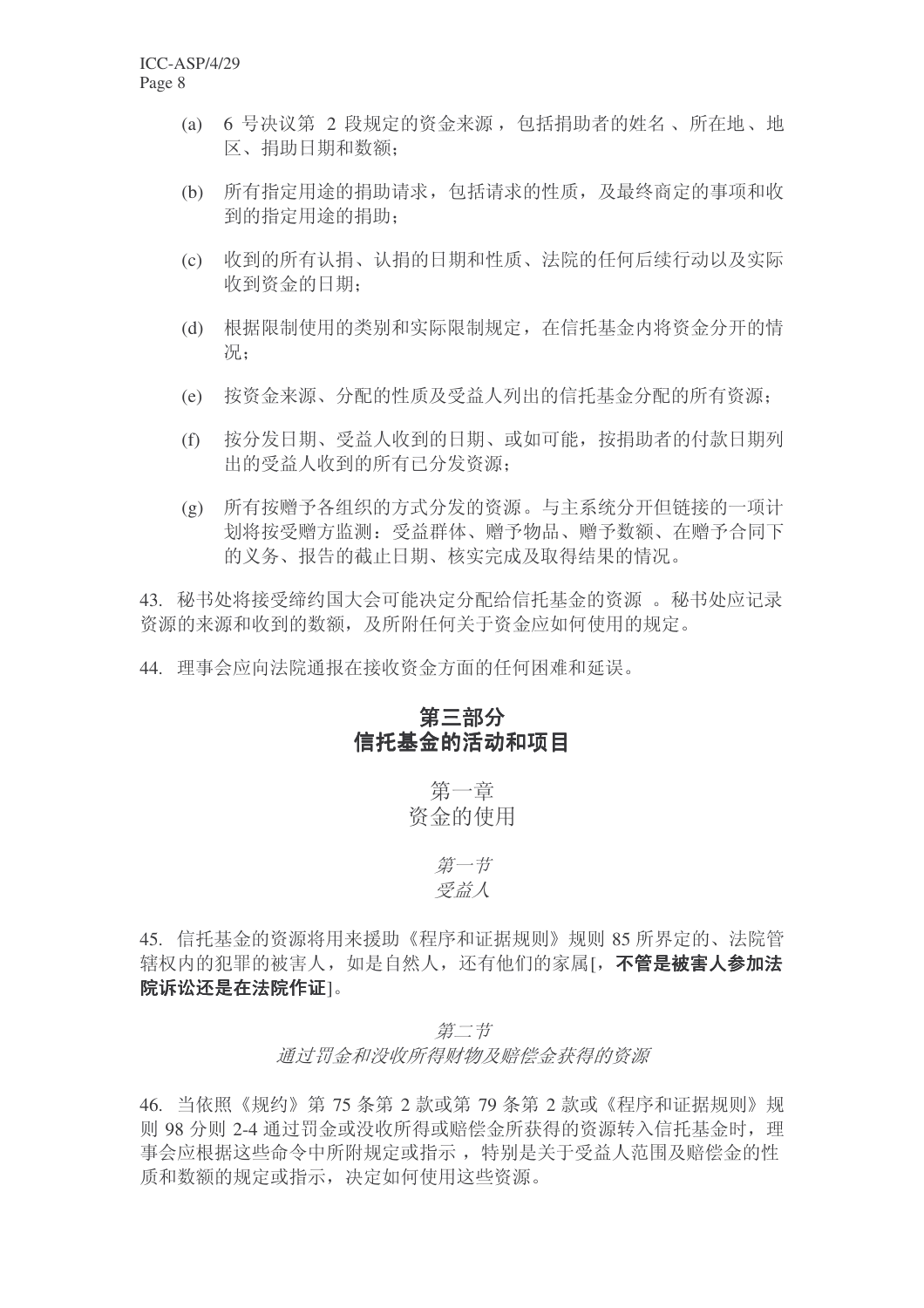(a) 6 号决议第 2 段规定的资金来源，包括捐助者的姓名、所在地、地区、捐助日期和数额；

(b) 所有指定用途的捐助请求，包括请求的性质，及最终商定的事项和收到的指定用途的捐助；

(c) 收到的所有认捐、认捐的日期和性质、法院的任何后续行动以及实际收到资金的日期；

(d) 根据限制使用的类别和实际限制规定，在信托基金内将资金分开的情况；

(e) 按资金来源、分配的性质及受益人列出的信托基金分配的所有资源；

(f) 按分发日期、受益人收到的日期、或如可能，按捐助者的付款日期列出的受益人收到的所有已分发资源；

(g) 所有按赠予各组织的方式分发的资源。与主系统分开但链接的一项计划将按受赠方监测：受益群体、赠予物品、赠予数额、在赠予合同下的义务、报告的截止日期、核实完成及取得结果的情况。

43. 秘书处将接受缔约国大会可能决定分配给信托基金的资源 。秘书处应记录资源的来源和收到的数额，及所附任何关于资金应如何使用的规定。

44. 理事会应向法院通报在接收资金方面的任何困难和延误。

# 第三部分
# 信托基金的活动和项目

## 第一章
## 资金的使用

### *第一节*
### *受益人*

45. 信托基金的资源将用来援助《程序和证据规则》规则 85 所界定的、法院管辖权内的犯罪的被害人，如是自然人，还有他们的家属[，**不管是被害人参加法院诉讼还是在法院作证**]。

### *第二节*
### *通过罚金和没收所得财物及赔偿金获得的资源*

46. 当依照《规约》第 75 条第 2 款或第 79 条第 2 款或《程序和证据规则》规则 98 分则 2-4 通过罚金或没收所得或赔偿金所获得的资源转入信托基金时，理事会应根据这些命令中所附规定或指示 ，特别是关于受益人范围及赔偿金的性质和数额的规定或指示，决定如何使用这些资源。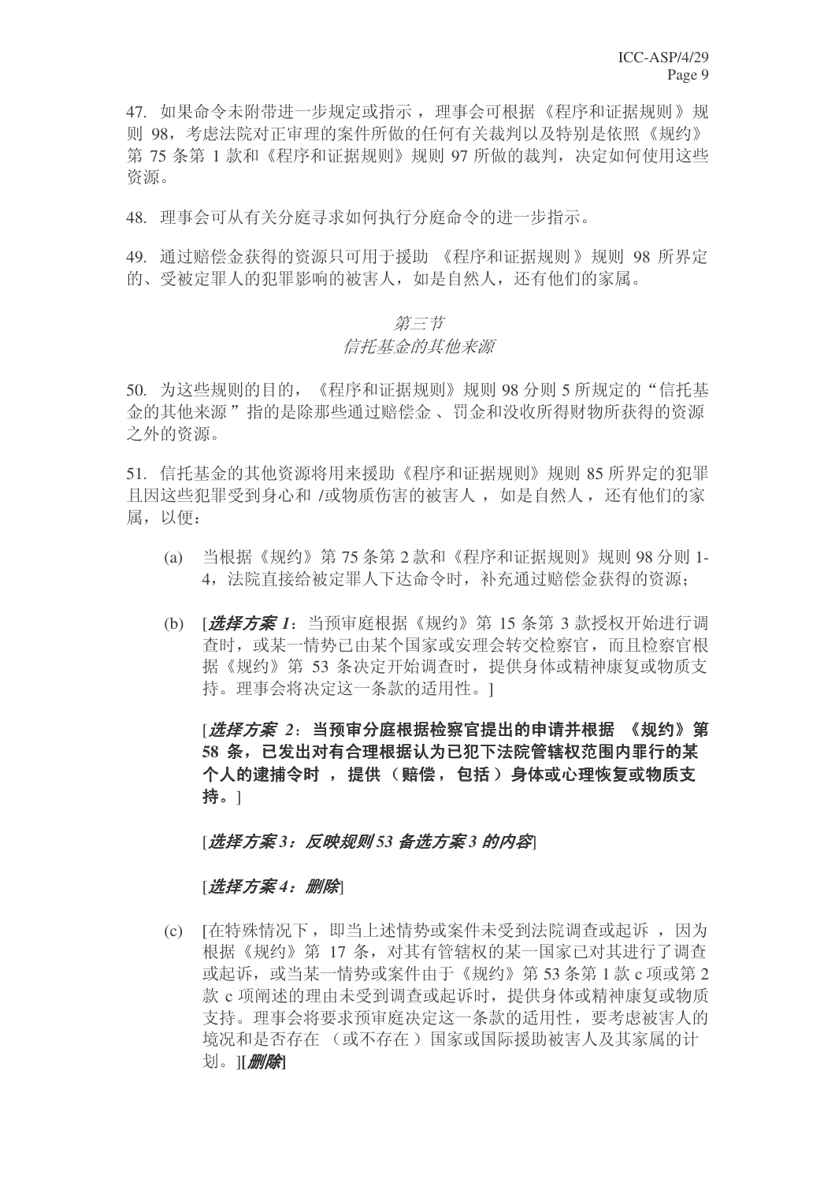47. 如果命令未附带进一步规定或指示，理事会可根据《程序和证据规则》规则 98，考虑法院对正审理的案件所做的任何有关裁判以及特别是依照《规约》第 75 条第 1 款和《程序和证据规则》规则 97 所做的裁判，决定如何使用这些资源。

48. 理事会可从有关分庭寻求如何执行分庭命令的进一步指示。

49. 通过赔偿金获得的资源只可用于援助《程序和证据规则》规则 98 所界定的、受被定罪人的犯罪影响的被害人，如是自然人，还有他们的家属。

*第三节*

*信托基金的其他来源*

50. 为这些规则的目的，《程序和证据规则》规则 98 分则 5 所规定的"信托基金的其他来源"指的是除那些通过赔偿金、罚金和没收所得财物所获得的资源之外的资源。

51. 信托基金的其他资源将用来援助《程序和证据规则》规则 85 所界定的犯罪且因这些犯罪受到身心和/或物质伤害的被害人，如是自然人，还有他们的家属，以便：

(a) 当根据《规约》第 75 条第 2 款和《程序和证据规则》规则 98 分则 1-4，法院直接给被定罪人下达命令时，补充通过赔偿金获得的资源；

(b) [***选择方案 1***：当预审庭根据《规约》第 15 条第 3 款授权开始进行调查时，或某一情势已由某个国家或安理会转交检察官，而且检察官根据《规约》第 53 条决定开始调查时，提供身体或精神康复或物质支持。理事会将决定这一条款的适用性。]

[***选择方案 2***：**当预审分庭根据检察官提出的申请并根据《规约》第 58 条，已发出对有合理根据认为已犯下法院管辖权范围内罪行的某个人的逮捕令时，提供（赔偿，包括）身体或心理恢复或物质支持。**]

[***选择方案 3：反映规则 53 备选方案 3 的内容***]

[***选择方案 4：删除***]

(c) [在特殊情况下，即当上述情势或案件未受到法院调查或起诉，因为根据《规约》第 17 条，对其有管辖权的某一国家已对其进行了调查或起诉，或当某一情势或案件由于《规约》第 53 条第 1 款 c 项或第 2 款 c 项阐述的理由未受到调查或起诉时，提供身体或精神康复或物质支持。理事会将要求预审庭决定这一条款的适用性，要考虑被害人的境况和是否存在（或不存在）国家或国际援助被害人及其家属的计划。][***删除***]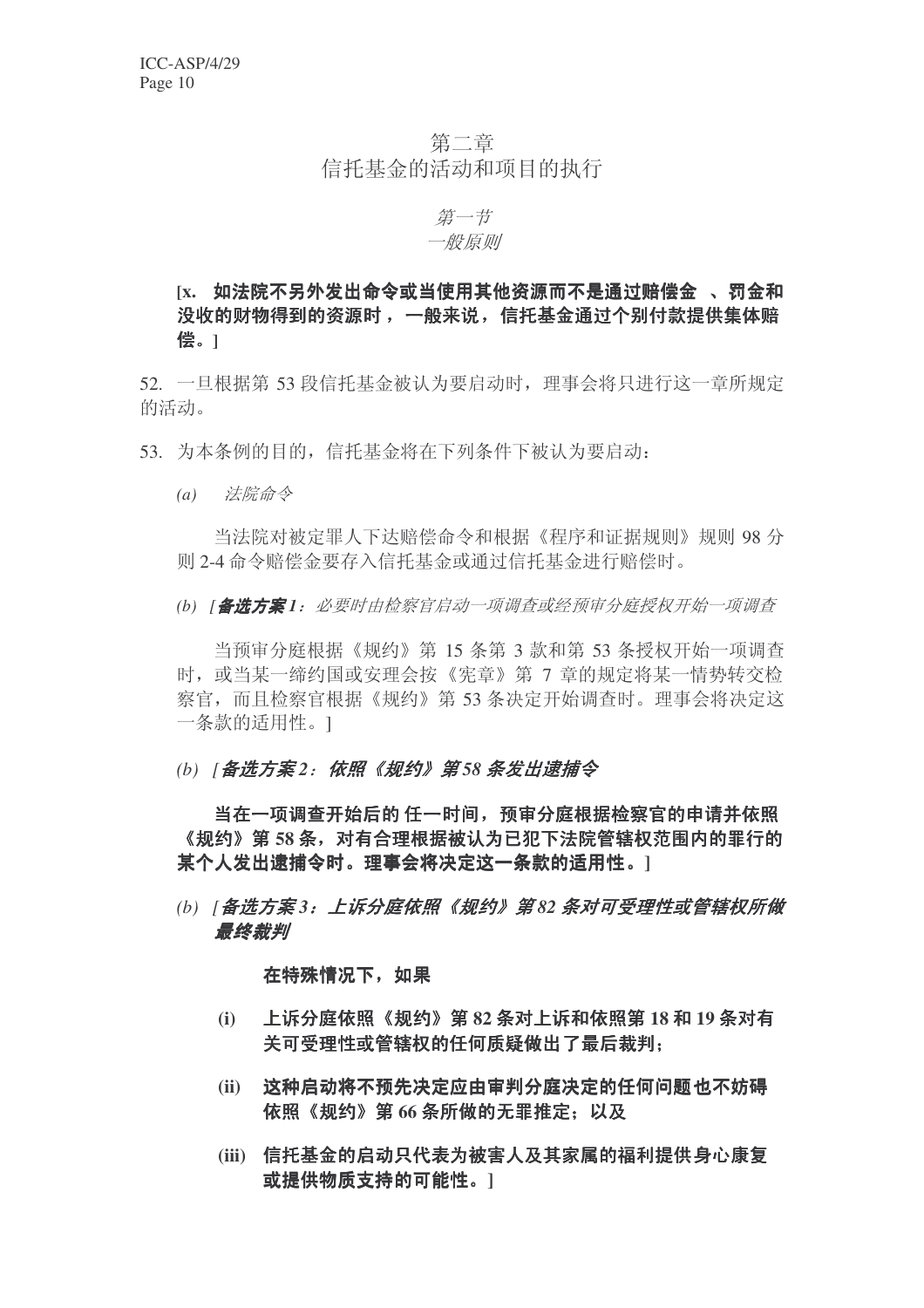## 第二章
## 信托基金的活动和项目的执行

### *第一节*
### *一般原则*

**[x. 如法院不另外发出命令或当使用其他资源而不是通过赔偿金 、罚金和没收的财物得到的资源时， 一般来说，信托基金通过个别付款提供集体赔偿。]**

52. 一旦根据第 53 段信托基金被认为要启动时，理事会将只进行这一章所规定的活动。

53. 为本条例的目的，信托基金将在下列条件下被认为要启动：

*(a) 法院命令*

当法院对被定罪人下达赔偿命令和根据《程序和证据规则》规则 98 分则 2-4 命令赔偿金要存入信托基金或通过信托基金进行赔偿时。

*(b) [**备选方案 1**：必要时由检察官启动一项调查或经预审分庭授权开始一项调查*

当预审分庭根据《规约》第 15 条第 3 款和第 53 条授权开始一项调查时，或当某一缔约国或安理会按《宪章》第 7 章的规定将某一情势转交检察官，而且检察官根据《规约》第 53 条决定开始调查时。理事会将决定这一条款的适用性。]

***(b) [备选方案 2：依照《规约》第 58 条发出逮捕令***

**当在一项调查开始后的 任一时间，预审分庭根据检察官的申请并依照《规约》第 58 条，对有合理根据被认为已犯下法院管辖权范围内的罪行的某个人发出逮捕令时。理事会将决定这一条款的适用性。]**

***(b) [备选方案 3：上诉分庭依照《规约》第 82 条对可受理性或管辖权所做最终裁判***

**在特殊情况下，如果**

**(i) 上诉分庭依照《规约》第 82 条对上诉和依照第 18 和 19 条对有关可受理性或管辖权的任何质疑做出了最后裁判；**

**(ii) 这种启动将不预先决定应由审判分庭决定的任何问题也不妨碍依照《规约》第 66 条所做的无罪推定；以及**

**(iii) 信托基金的启动只代表为被害人及其家属的福利提供身心康复或提供物质支持的可能性。]**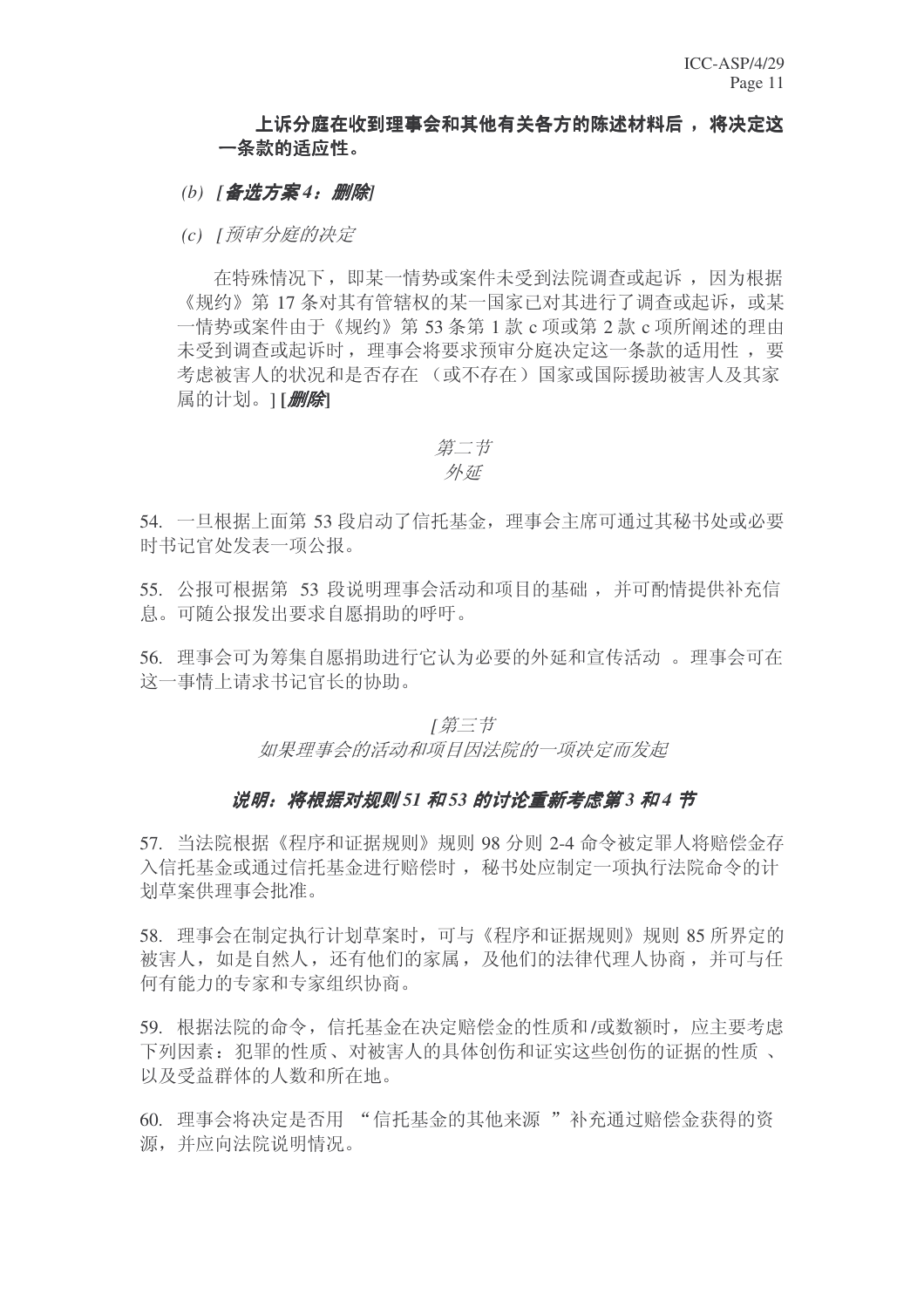**上诉分庭在收到理事会和其他有关各方的陈述材料后，将决定这一条款的适应性。**

(b) ***[备选方案 4：删除]***

(c) *[预审分庭的决定*

在特殊情况下，即某一情势或案件未受到法院调查或起诉，因为根据《规约》第 17 条对其有管辖权的某一国家已对其进行了调查或起诉，或某一情势或案件由于《规约》第 53 条第 1 款 c 项或第 2 款 c 项所阐述的理由未受到调查或起诉时，理事会将要求预审分庭决定这一条款的适用性，要考虑被害人的状况和是否存在（或不存在）国家或国际援助被害人及其家属的计划。] **[*删除*]**

*第二节*
*外延*

54. 一旦根据上面第 53 段启动了信托基金，理事会主席可通过其秘书处或必要时书记官处发表一项公报。

55. 公报可根据第 53 段说明理事会活动和项目的基础，并可酌情提供补充信息。可随公报发出要求自愿捐助的呼吁。

56. 理事会可为筹集自愿捐助进行它认为必要的外延和宣传活动。理事会可在这一事情上请求书记官长的协助。

*[第三节*
*如果理事会的活动和项目因法院的一项决定而发起*

***说明：将根据对规则 51 和 53 的讨论重新考虑第 3 和 4 节***

57. 当法院根据《程序和证据规则》规则 98 分则 2-4 命令被定罪人将赔偿金存入信托基金或通过信托基金进行赔偿时，秘书处应制定一项执行法院命令的计划草案供理事会批准。

58. 理事会在制定执行计划草案时，可与《程序和证据规则》规则 85 所界定的被害人，如是自然人，还有他们的家属，及他们的法律代理人协商，并可与任何有能力的专家和专家组织协商。

59. 根据法院的命令，信托基金在决定赔偿金的性质和/或数额时，应主要考虑下列因素：犯罪的性质、对被害人的具体创伤和证实这些创伤的证据的性质、以及受益群体的人数和所在地。

60. 理事会将决定是否用“信托基金的其他来源”补充通过赔偿金获得的资源，并应向法院说明情况。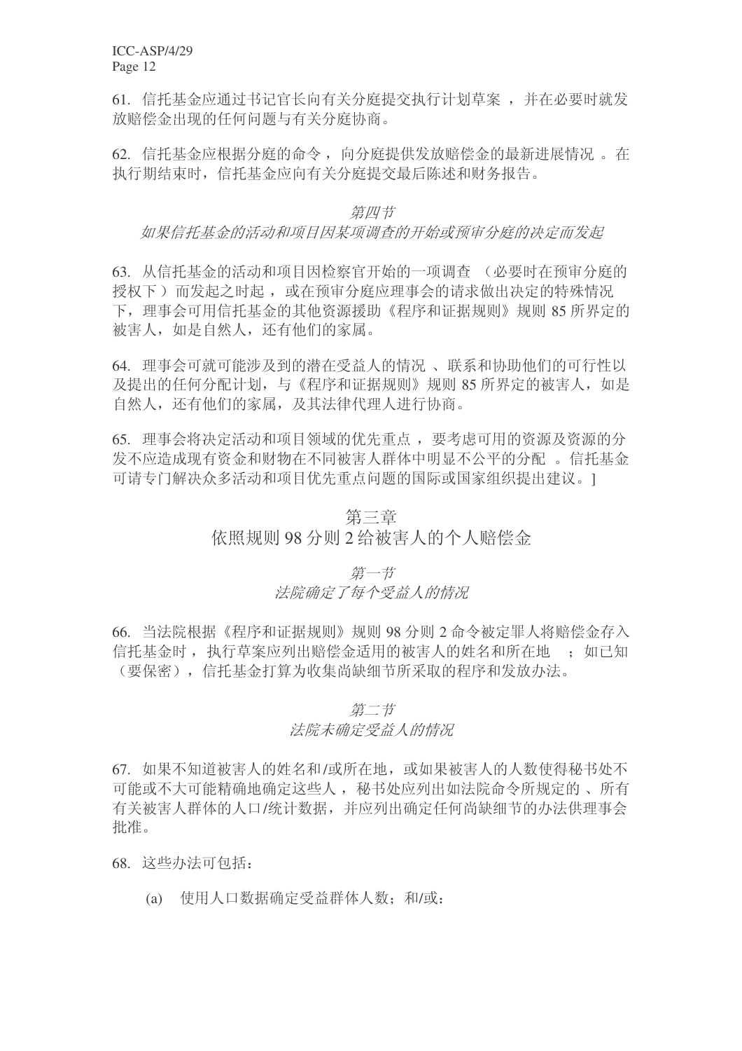61. 信托基金应通过书记官长向有关分庭提交执行计划草案，并在必要时就发放赔偿金出现的任何问题与有关分庭协商。

62. 信托基金应根据分庭的命令，向分庭提供发放赔偿金的最新进展情况。在执行期结束时，信托基金应向有关分庭提交最后陈述和财务报告。

*第四节*

*如果信托基金的活动和项目因某项调查的开始或预审分庭的决定而发起*

63. 从信托基金的活动和项目因检察官开始的一项调查（必要时在预审分庭的授权下）而发起之时起，或在预审分庭应理事会的请求做出决定的特殊情况下，理事会可用信托基金的其他资源援助《程序和证据规则》规则 85 所界定的被害人，如是自然人，还有他们的家属。

64. 理事会可就可能涉及到的潜在受益人的情况、联系和协助他们的可行性以及提出的任何分配计划，与《程序和证据规则》规则 85 所界定的被害人，如是自然人，还有他们的家属，及其法律代理人进行协商。

65. 理事会将决定活动和项目领域的优先重点，要考虑可用的资源及资源的分发不应造成现有资金和财物在不同被害人群体中明显不公平的分配。信托基金可请专门解决众多活动和项目优先重点问题的国际或国家组织提出建议。]

## 第三章
## 依照规则 98 分则 2 给被害人的个人赔偿金

*第一节*

*法院确定了每个受益人的情况*

66. 当法院根据《程序和证据规则》规则 98 分则 2 命令被定罪人将赔偿金存入信托基金时，执行草案应列出赔偿金适用的被害人的姓名和所在地；如已知（要保密），信托基金打算为收集尚缺细节所采取的程序和发放办法。

*第二节*

*法院未确定受益人的情况*

67. 如果不知道被害人的姓名和/或所在地，或如果被害人的人数使得秘书处不可能或不大可能精确地确定这些人，秘书处应列出如法院命令所规定的、所有有关被害人群体的人口/统计数据，并应列出确定任何尚缺细节的办法供理事会批准。

68. 这些办法可包括：

(a) 使用人口数据确定受益群体人数；和/或：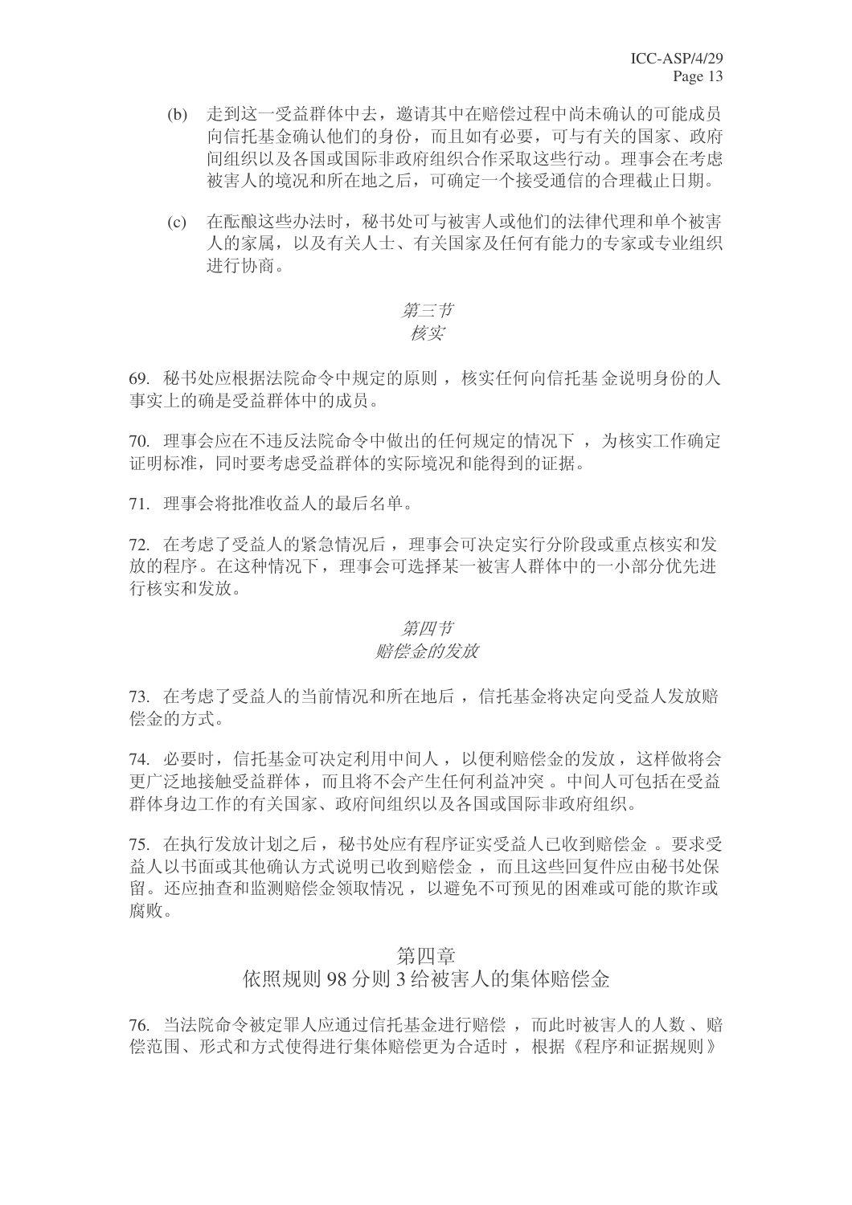(b) 走到这一受益群体中去，邀请其中在赔偿过程中尚未确认的可能成员向信托基金确认他们的身份，而且如有必要，可与有关的国家、政府间组织以及各国或国际非政府组织合作采取这些行动。理事会在考虑被害人的境况和所在地之后，可确定一个接受通信的合理截止日期。

(c) 在酝酿这些办法时，秘书处可与被害人或他们的法律代理和单个被害人的家属，以及有关人士、有关国家及任何有能力的专家或专业组织进行协商。

### *第三节*
### *核实*

69. 秘书处应根据法院命令中规定的原则，核实任何向信托基金说明身份的人事实上的确是受益群体中的成员。

70. 理事会应在不违反法院命令中做出的任何规定的情况下，为核实工作确定证明标准，同时要考虑受益群体的实际境况和能得到的证据。

71. 理事会将批准收益人的最后名单。

72. 在考虑了受益人的紧急情况后，理事会可决定实行分阶段或重点核实和发放的程序。在这种情况下，理事会可选择某一被害人群体中的一小部分优先进行核实和发放。

### *第四节*
### *赔偿金的发放*

73. 在考虑了受益人的当前情况和所在地后，信托基金将决定向受益人发放赔偿金的方式。

74. 必要时，信托基金可决定利用中间人，以便利赔偿金的发放，这样做将会更广泛地接触受益群体，而且将不会产生任何利益冲突。中间人可包括在受益群体身边工作的有关国家、政府间组织以及各国或国际非政府组织。

75. 在执行发放计划之后，秘书处应有程序证实受益人已收到赔偿金。要求受益人以书面或其他确认方式说明已收到赔偿金，而且这些回复件应由秘书处保留。还应抽查和监测赔偿金领取情况，以避免不可预见的困难或可能的欺诈或腐败。

## 第四章
## 依照规则 98 分则 3 给被害人的集体赔偿金

76. 当法院命令被定罪人应通过信托基金进行赔偿，而此时被害人的人数、赔偿范围、形式和方式使得进行集体赔偿更为合适时，根据《程序和证据规则》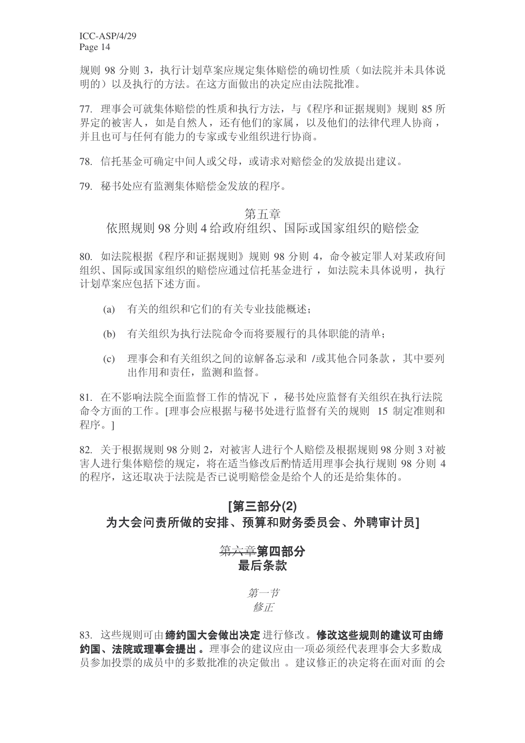规则 98 分则 3，执行计划草案应规定集体赔偿的确切性质（如法院并未具体说明的）以及执行的方法。在这方面做出的决定应由法院批准。

77. 理事会可就集体赔偿的性质和执行方法，与《程序和证据规则》规则 85 所界定的被害人，如是自然人，还有他们的家属，以及他们的法律代理人协商，并且也可与任何有能力的专家或专业组织进行协商。

78. 信托基金可确定中间人或父母，或请求对赔偿金的发放提出建议。

79. 秘书处应有监测集体赔偿金发放的程序。

## 第五章
## 依照规则 98 分则 4 给政府组织、国际或国家组织的赔偿金

80. 如法院根据《程序和证据规则》规则 98 分则 4，命令被定罪人对某政府间组织、国际或国家组织的赔偿应通过信托基金进行 ，如法院未具体说明，执行计划草案应包括下述方面。

(a) 有关的组织和它们的有关专业技能概述；

(b) 有关组织为执行法院命令而将要履行的具体职能的清单；

(c) 理事会和有关组织之间的谅解备忘录和 /或其他合同条款，其中要列出作用和责任，监测和监督。

81. 在不影响法院全面监督工作的情况下 ，秘书处应监督有关组织在执行法院命令方面的工作。[理事会应根据与秘书处进行监督有关的规则 15 制定准则和程序。]

82. 关于根据规则 98 分则 2，对被害人进行个人赔偿及根据规则 98 分则 3 对被害人进行集体赔偿的规定，将在适当修改后酌情适用理事会执行规则 98 分则 4 的程序，这还取决于法院是否已说明赔偿金是给个人的还是给集体的。

## [第三部分(2)
## 为大会问责所做的安排、预算和财务委员会、外聘审计员]

## ~~第六章~~**第四部分**
## 最后条款

*第一节*

*修正*

83. 这些规则可由**缔约国大会做出决定**进行修改。**修改这些规则的建议可由缔约国、法院或理事会提出 。**理事会的建议应由一项必须经代表理事会大多数成员参加投票的成员中的多数批准的决定做出 。建议修正的决定将在面对面 的会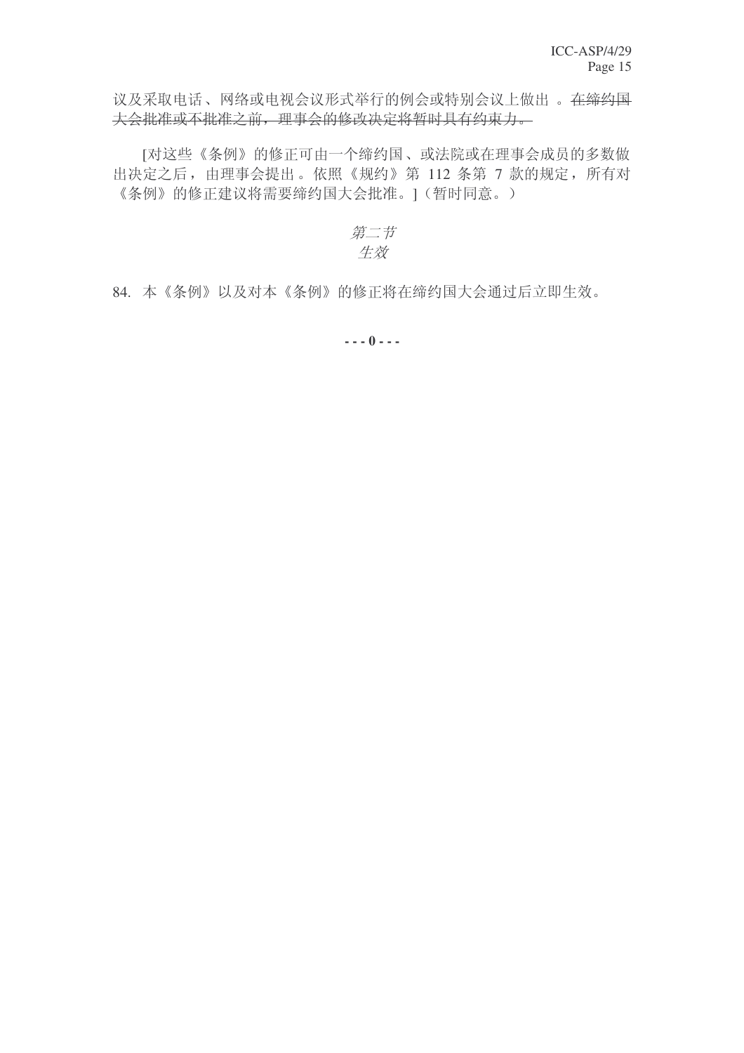议及采取电话、网络或电视会议形式举行的例会或特别会议上做出 。~~在缔约国大会批准或不批准之前，理事会的修改决定将暂时具有约束力。~~

[对这些《条例》的修正可由一个缔约国、或法院或在理事会成员的多数做出决定之后，由理事会提出 。依照《规约》第 112 条第 7 款的规定，所有对《条例》的修正建议将需要缔约国大会批准。]（暂时同意。）

*第二节*
*生效*

84. 本《条例》以及对本《条例》的修正将在缔约国大会通过后立即生效。

**- - - 0 - - -**